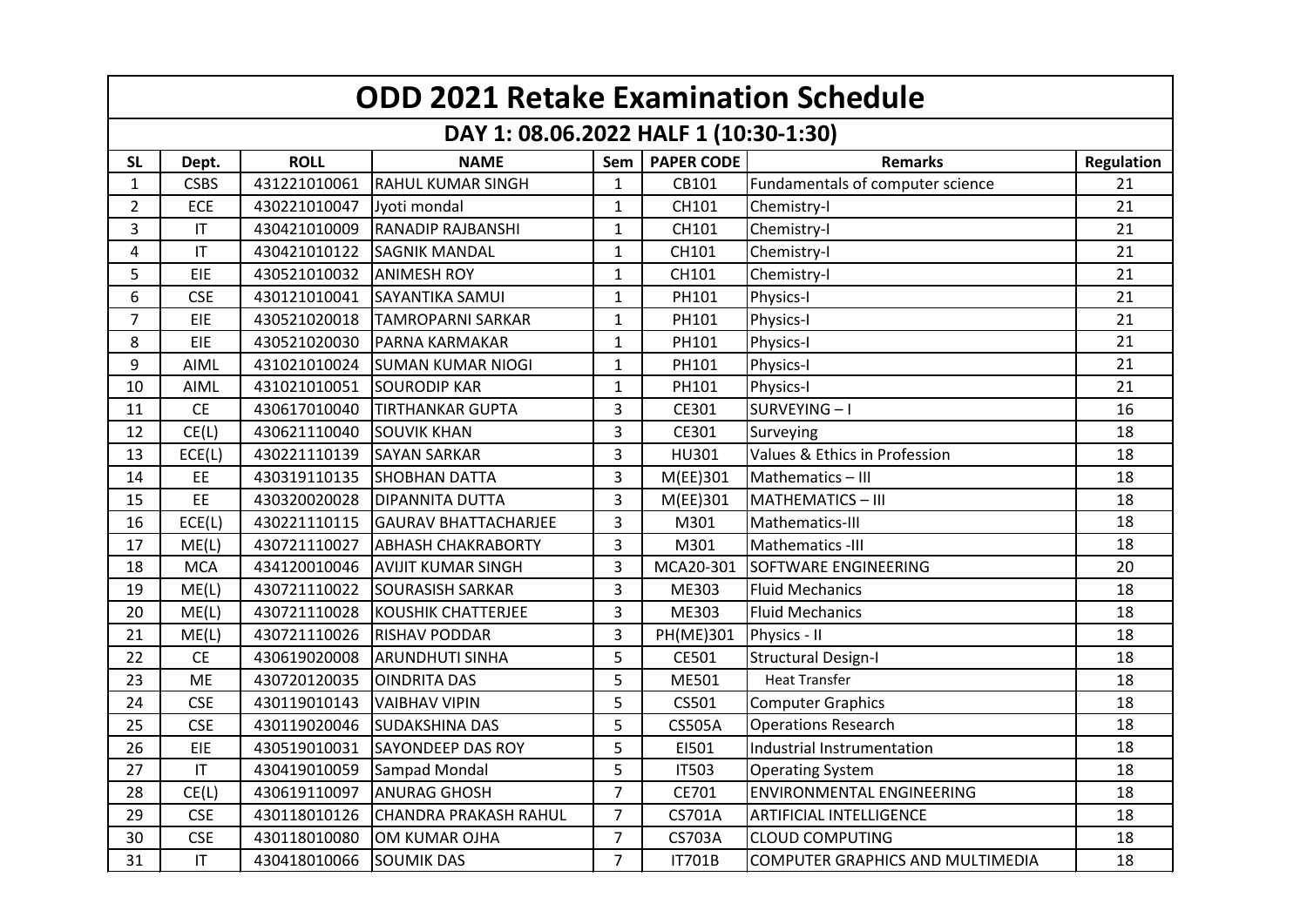# ODD 2021 Retake Examination Schedule

## DAY 1: 08.06.2022 HALF 1 (10:30-1:30)

| SL | Dept. | ROLL | NAME | Sem | PAPER CODE | Remarks | Regulation |
|---|---|---|---|---|---|---|---|
| 1 | CSBS | 431221010061 | RAHUL KUMAR SINGH | 1 | CB101 | Fundamentals of computer science | 21 |
| 2 | ECE | 430221010047 | Jyoti mondal | 1 | CH101 | Chemistry-I | 21 |
| 3 | IT | 430421010009 | RANADIP RAJBANSHI | 1 | CH101 | Chemistry-I | 21 |
| 4 | IT | 430421010122 | SAGNIK MANDAL | 1 | CH101 | Chemistry-I | 21 |
| 5 | EIE | 430521010032 | ANIMESH ROY | 1 | CH101 | Chemistry-I | 21 |
| 6 | CSE | 430121010041 | SAYANTIKA SAMUI | 1 | PH101 | Physics-I | 21 |
| 7 | EIE | 430521020018 | TAMROPARNI SARKAR | 1 | PH101 | Physics-I | 21 |
| 8 | EIE | 430521020030 | PARNA KARMAKAR | 1 | PH101 | Physics-I | 21 |
| 9 | AIML | 431021010024 | SUMAN KUMAR NIOGI | 1 | PH101 | Physics-I | 21 |
| 10 | AIML | 431021010051 | SOURODIP KAR | 1 | PH101 | Physics-I | 21 |
| 11 | CE | 430617010040 | TIRTHANKAR GUPTA | 3 | CE301 | SURVEYING – I | 16 |
| 12 | CE(L) | 430621110040 | SOUVIK KHAN | 3 | CE301 | Surveying | 18 |
| 13 | ECE(L) | 430221110139 | SAYAN SARKAR | 3 | HU301 | Values & Ethics in Profession | 18 |
| 14 | EE | 430319110135 | SHOBHAN DATTA | 3 | M(EE)301 | Mathematics – III | 18 |
| 15 | EE | 430320020028 | DIPANNITA DUTTA | 3 | M(EE)301 | MATHEMATICS – III | 18 |
| 16 | ECE(L) | 430221110115 | GAURAV BHATTACHARJEE | 3 | M301 | Mathematics-III | 18 |
| 17 | ME(L) | 430721110027 | ABHASH CHAKRABORTY | 3 | M301 | Mathematics -III | 18 |
| 18 | MCA | 434120010046 | AVIJIT KUMAR SINGH | 3 | MCA20-301 | SOFTWARE ENGINEERING | 20 |
| 19 | ME(L) | 430721110022 | SOURASISH SARKAR | 3 | ME303 | Fluid Mechanics | 18 |
| 20 | ME(L) | 430721110028 | KOUSHIK CHATTERJEE | 3 | ME303 | Fluid Mechanics | 18 |
| 21 | ME(L) | 430721110026 | RISHAV PODDAR | 3 | PH(ME)301 | Physics - II | 18 |
| 22 | CE | 430619020008 | ARUNDHUTI SINHA | 5 | CE501 | Structural Design-I | 18 |
| 23 | ME | 430720120035 | OINDRITA DAS | 5 | ME501 | Heat Transfer | 18 |
| 24 | CSE | 430119010143 | VAIBHAV VIPIN | 5 | CS501 | Computer Graphics | 18 |
| 25 | CSE | 430119020046 | SUDAKSHINA DAS | 5 | CS505A | Operations Research | 18 |
| 26 | EIE | 430519010031 | SAYONDEEP DAS ROY | 5 | EI501 | Industrial Instrumentation | 18 |
| 27 | IT | 430419010059 | Sampad Mondal | 5 | IT503 | Operating System | 18 |
| 28 | CE(L) | 430619110097 | ANURAG GHOSH | 7 | CE701 | ENVIRONMENTAL ENGINEERING | 18 |
| 29 | CSE | 430118010126 | CHANDRA PRAKASH RAHUL | 7 | CS701A | ARTIFICIAL INTELLIGENCE | 18 |
| 30 | CSE | 430118010080 | OM KUMAR OJHA | 7 | CS703A | CLOUD COMPUTING | 18 |
| 31 | IT | 430418010066 | SOUMIK DAS | 7 | IT701B | COMPUTER GRAPHICS AND MULTIMEDIA | 18 |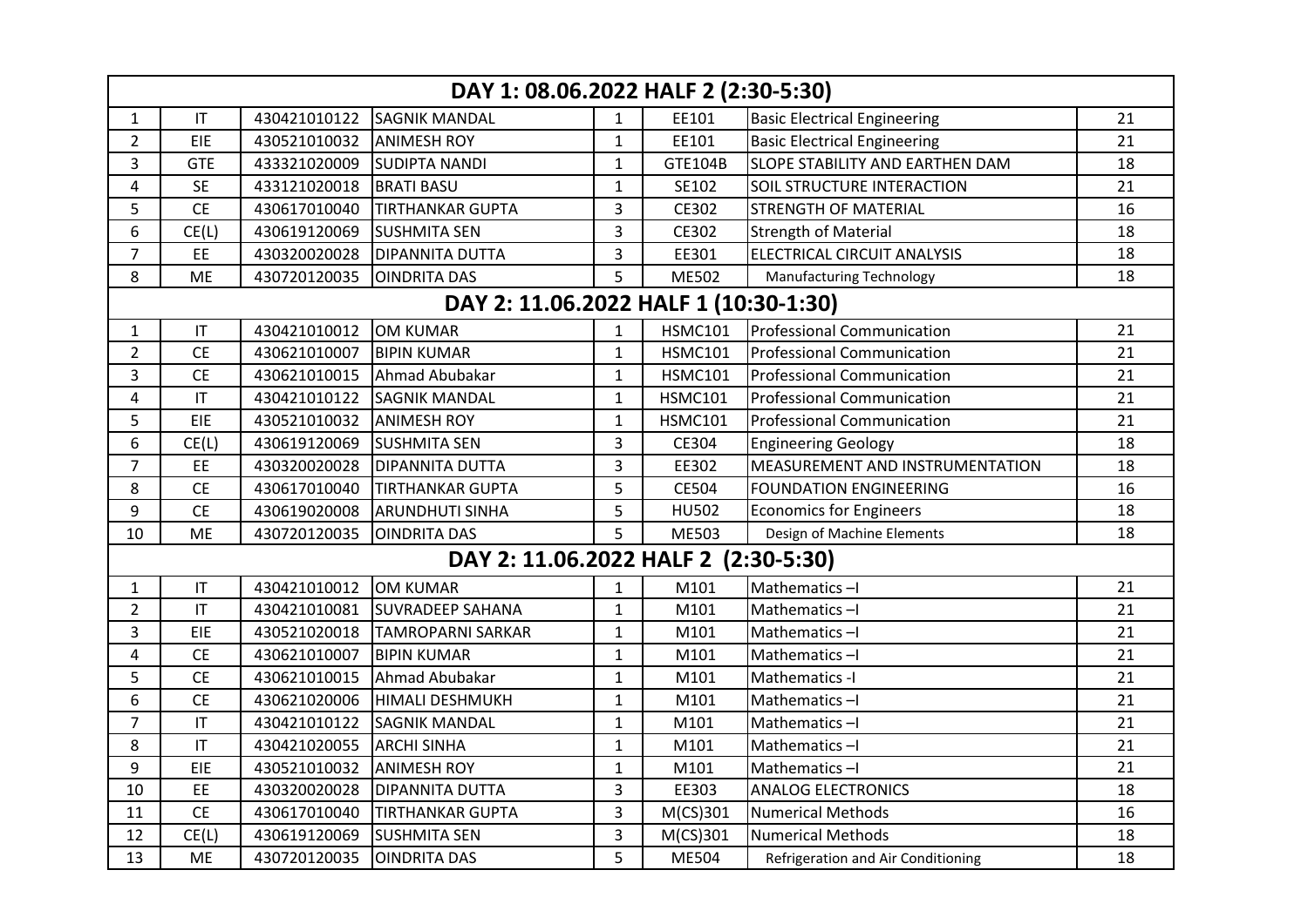| DAY 1: 08.06.2022 HALF 2 (2:30-5:30) | | | | | | | |
|---|---|---|---|---|---|---|---|
| 1 | IT | 430421010122 | SAGNIK MANDAL | 1 | EE101 | Basic Electrical Engineering | 21 |
| 2 | EIE | 430521010032 | ANIMESH ROY | 1 | EE101 | Basic Electrical Engineering | 21 |
| 3 | GTE | 433321020009 | SUDIPTA NANDI | 1 | GTE104B | SLOPE STABILITY AND EARTHEN DAM | 18 |
| 4 | SE | 433121020018 | BRATI BASU | 1 | SE102 | SOIL STRUCTURE INTERACTION | 21 |
| 5 | CE | 430617010040 | TIRTHANKAR GUPTA | 3 | CE302 | STRENGTH OF MATERIAL | 16 |
| 6 | CE(L) | 430619120069 | SUSHMITA SEN | 3 | CE302 | Strength of Material | 18 |
| 7 | EE | 430320020028 | DIPANNITA DUTTA | 3 | EE301 | ELECTRICAL CIRCUIT ANALYSIS | 18 |
| 8 | ME | 430720120035 | OINDRITA DAS | 5 | ME502 | Manufacturing Technology | 18 |
| **DAY 2: 11.06.2022 HALF 1 (10:30-1:30)** | | | | | | | |
| 1 | IT | 430421010012 | OM KUMAR | 1 | HSMC101 | Professional Communication | 21 |
| 2 | CE | 430621010007 | BIPIN KUMAR | 1 | HSMC101 | Professional Communication | 21 |
| 3 | CE | 430621010015 | Ahmad Abubakar | 1 | HSMC101 | Professional Communication | 21 |
| 4 | IT | 430421010122 | SAGNIK MANDAL | 1 | HSMC101 | Professional Communication | 21 |
| 5 | EIE | 430521010032 | ANIMESH ROY | 1 | HSMC101 | Professional Communication | 21 |
| 6 | CE(L) | 430619120069 | SUSHMITA SEN | 3 | CE304 | Engineering Geology | 18 |
| 7 | EE | 430320020028 | DIPANNITA DUTTA | 3 | EE302 | MEASUREMENT AND INSTRUMENTATION | 18 |
| 8 | CE | 430617010040 | TIRTHANKAR GUPTA | 5 | CE504 | FOUNDATION ENGINEERING | 16 |
| 9 | CE | 430619020008 | ARUNDHUTI SINHA | 5 | HU502 | Economics for Engineers | 18 |
| 10 | ME | 430720120035 | OINDRITA DAS | 5 | ME503 | Design of Machine Elements | 18 |
| **DAY 2: 11.06.2022 HALF 2 (2:30-5:30)** | | | | | | | |
| 1 | IT | 430421010012 | OM KUMAR | 1 | M101 | Mathematics –I | 21 |
| 2 | IT | 430421010081 | SUVRADEEP SAHANA | 1 | M101 | Mathematics –I | 21 |
| 3 | EIE | 430521020018 | TAMROPARNI SARKAR | 1 | M101 | Mathematics –I | 21 |
| 4 | CE | 430621010007 | BIPIN KUMAR | 1 | M101 | Mathematics –I | 21 |
| 5 | CE | 430621010015 | Ahmad Abubakar | 1 | M101 | Mathematics -I | 21 |
| 6 | CE | 430621020006 | HIMALI DESHMUKH | 1 | M101 | Mathematics –I | 21 |
| 7 | IT | 430421010122 | SAGNIK MANDAL | 1 | M101 | Mathematics –I | 21 |
| 8 | IT | 430421020055 | ARCHI SINHA | 1 | M101 | Mathematics –I | 21 |
| 9 | EIE | 430521010032 | ANIMESH ROY | 1 | M101 | Mathematics –I | 21 |
| 10 | EE | 430320020028 | DIPANNITA DUTTA | 3 | EE303 | ANALOG ELECTRONICS | 18 |
| 11 | CE | 430617010040 | TIRTHANKAR GUPTA | 3 | M(CS)301 | Numerical Methods | 16 |
| 12 | CE(L) | 430619120069 | SUSHMITA SEN | 3 | M(CS)301 | Numerical Methods | 18 |
| 13 | ME | 430720120035 | OINDRITA DAS | 5 | ME504 | Refrigeration and Air Conditioning | 18 |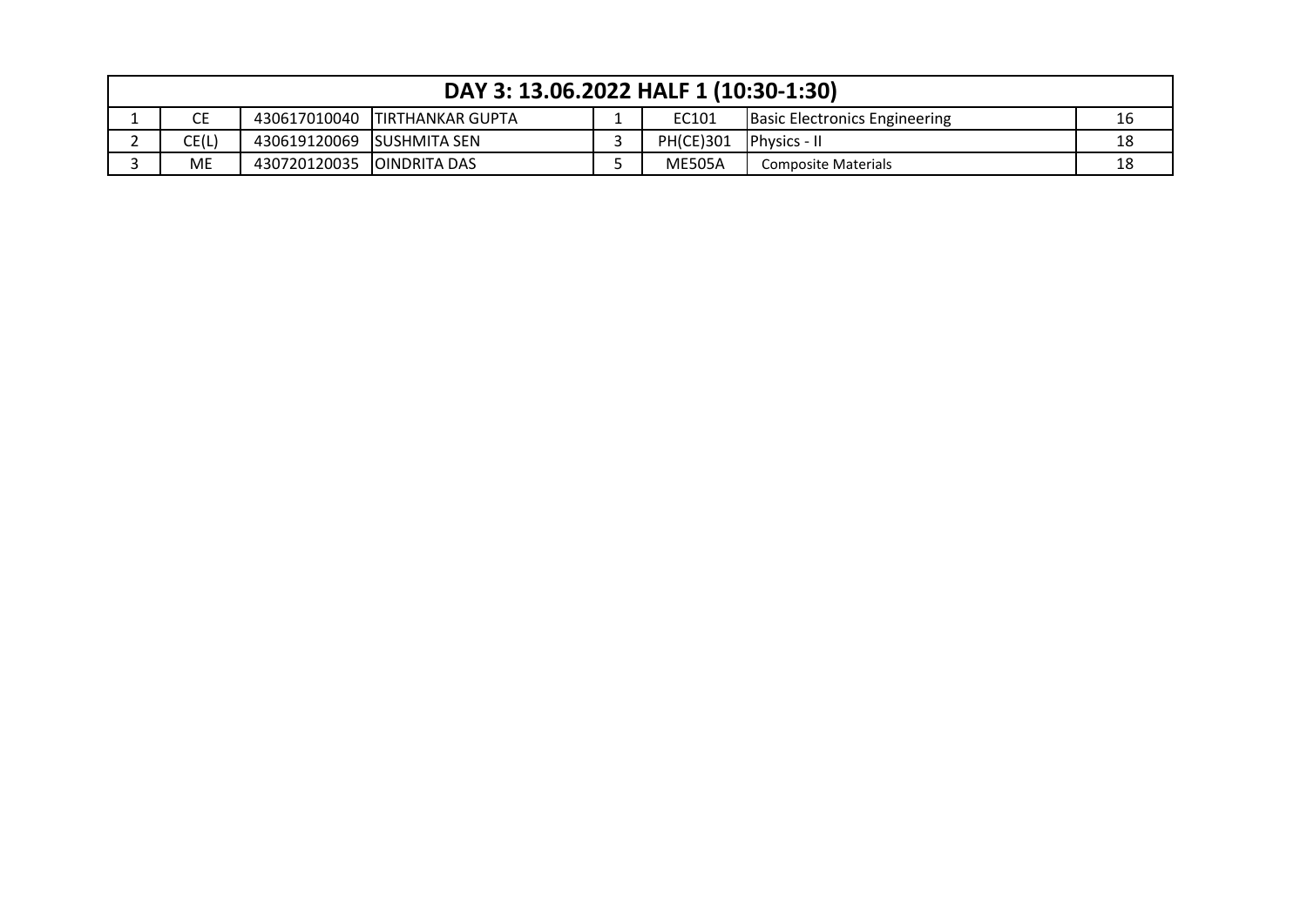| DAY 3: 13.06.2022 HALF 1 (10:30-1:30) | | | | | | | |
|---|---|---|---|---|---|---|---|
| 1 | CE | 430617010040 | TIRTHANKAR GUPTA | 1 | EC101 | Basic Electronics Engineering | 16 |
| 2 | CE(L) | 430619120069 | SUSHMITA SEN | 3 | PH(CE)301 | Physics - II | 18 |
| 3 | ME | 430720120035 | OINDRITA DAS | 5 | ME505A | Composite Materials | 18 |